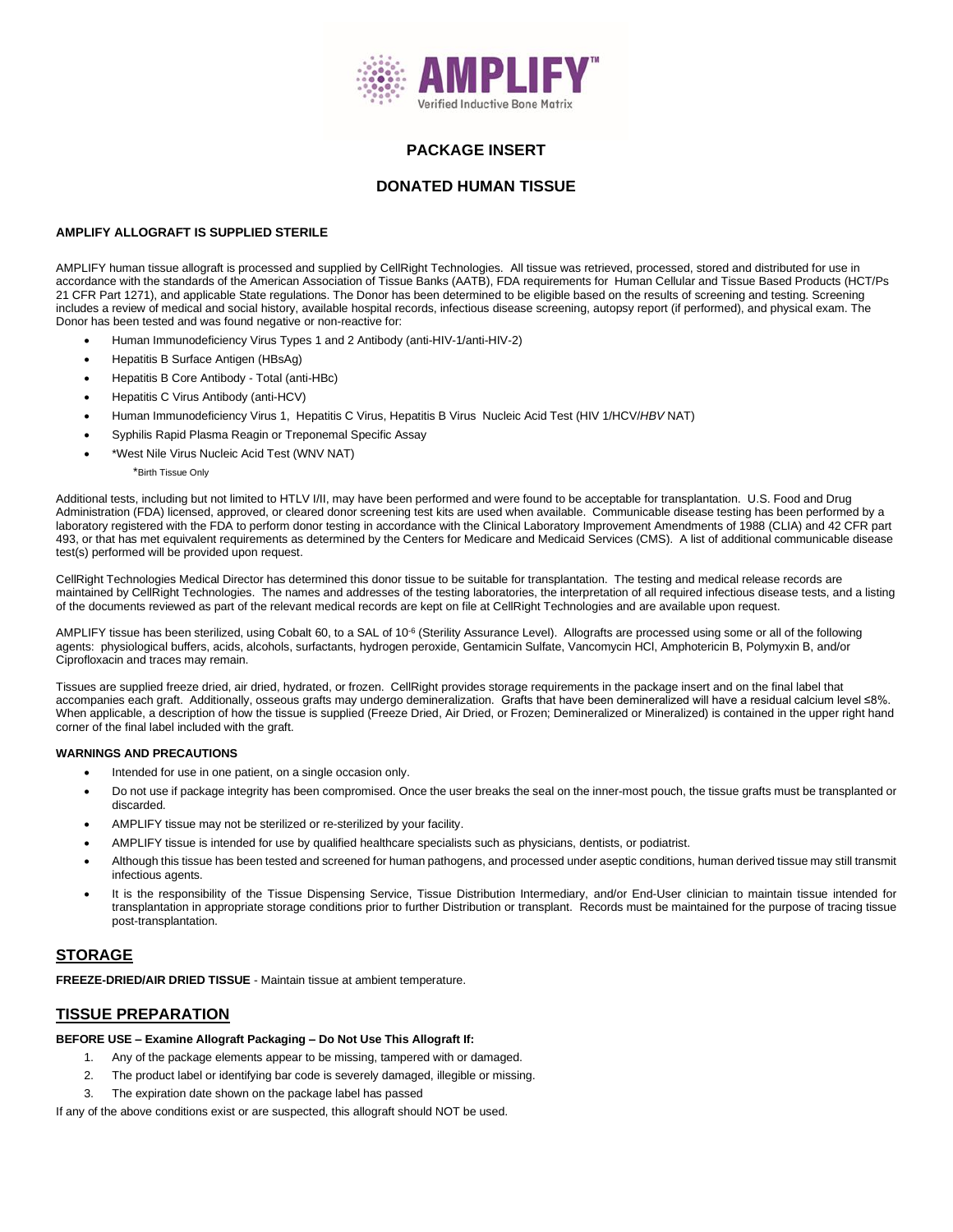# AMPLIFY™

Verified Inductive Bone Matrix

## PACKAGE INSERT

## DONATED HUMAN TISSUE

**AMPLIFY ALLOGRAFT IS SUPPLIED STERILE**

AMPLIFY human tissue allograft is processed and supplied by CellRight Technologies. All tissue was retrieved, processed, stored and distributed for use in accordance with the standards of the American Association of Tissue Banks (AATB), FDA requirements for Human Cellular and Tissue Based Products (HCT/Ps 21 CFR Part 1271), and applicable State regulations. The Donor has been determined to be eligible based on the results of screening and testing. Screening includes a review of medical and social history, available hospital records, infectious disease screening, autopsy report (if performed), and physical exam. The Donor has been tested and was found negative or non-reactive for:

- Human Immunodeficiency Virus Types 1 and 2 Antibody (anti-HIV-1/anti-HIV-2)
- Hepatitis B Surface Antigen (HBsAg)
- Hepatitis B Core Antibody - Total (anti-HBc)
- Hepatitis C Virus Antibody (anti-HCV)
- Human Immunodeficiency Virus 1, Hepatitis C Virus, Hepatitis B Virus Nucleic Acid Test (HIV 1/HCV/*HBV* NAT)
- Syphilis Rapid Plasma Reagin or Treponemal Specific Assay
- *West Nile Virus Nucleic Acid Test (WNV NAT)

  *Birth Tissue Only

Additional tests, including but not limited to HTLV I/II, may have been performed and were found to be acceptable for transplantation. U.S. Food and Drug Administration (FDA) licensed, approved, or cleared donor screening test kits are used when available. Communicable disease testing has been performed by a laboratory registered with the FDA to perform donor testing in accordance with the Clinical Laboratory Improvement Amendments of 1988 (CLIA) and 42 CFR part 493, or that has met equivalent requirements as determined by the Centers for Medicare and Medicaid Services (CMS). A list of additional communicable disease test(s) performed will be provided upon request.

CellRight Technologies Medical Director has determined this donor tissue to be suitable for transplantation. The testing and medical release records are maintained by CellRight Technologies. The names and addresses of the testing laboratories, the interpretation of all required infectious disease tests, and a listing of the documents reviewed as part of the relevant medical records are kept on file at CellRight Technologies and are available upon request.

AMPLIFY tissue has been sterilized, using Cobalt 60, to a SAL of $10^{-6}$ (Sterility Assurance Level). Allografts are processed using some or all of the following agents: physiological buffers, acids, alcohols, surfactants, hydrogen peroxide, Gentamicin Sulfate, Vancomycin HCl, Amphotericin B, Polymyxin B, and/or Ciprofloxacin and traces may remain.

Tissues are supplied freeze dried, air dried, hydrated, or frozen. CellRight provides storage requirements in the package insert and on the final label that accompanies each graft. Additionally, osseous grafts may undergo demineralization. Grafts that have been demineralized will have a residual calcium level ≤8%. When applicable, a description of how the tissue is supplied (Freeze Dried, Air Dried, or Frozen; Demineralized or Mineralized) is contained in the upper right hand corner of the final label included with the graft.

**WARNINGS AND PRECAUTIONS**

- Intended for use in one patient, on a single occasion only.
- Do not use if package integrity has been compromised. Once the user breaks the seal on the inner-most pouch, the tissue grafts must be transplanted or discarded.
- AMPLIFY tissue may not be sterilized or re-sterilized by your facility.
- AMPLIFY tissue is intended for use by qualified healthcare specialists such as physicians, dentists, or podiatrist.
- Although this tissue has been tested and screened for human pathogens, and processed under aseptic conditions, human derived tissue may still transmit infectious agents.
- It is the responsibility of the Tissue Dispensing Service, Tissue Distribution Intermediary, and/or End-User clinician to maintain tissue intended for transplantation in appropriate storage conditions prior to further Distribution or transplant. Records must be maintained for the purpose of tracing tissue post-transplantation.

## STORAGE

**FREEZE-DRIED/AIR DRIED TISSUE** - Maintain tissue at ambient temperature.

## TISSUE PREPARATION

**BEFORE USE – Examine Allograft Packaging – Do Not Use This Allograft If:**

1. Any of the package elements appear to be missing, tampered with or damaged.
2. The product label or identifying bar code is severely damaged, illegible or missing.
3. The expiration date shown on the package label has passed

If any of the above conditions exist or are suspected, this allograft should NOT be used.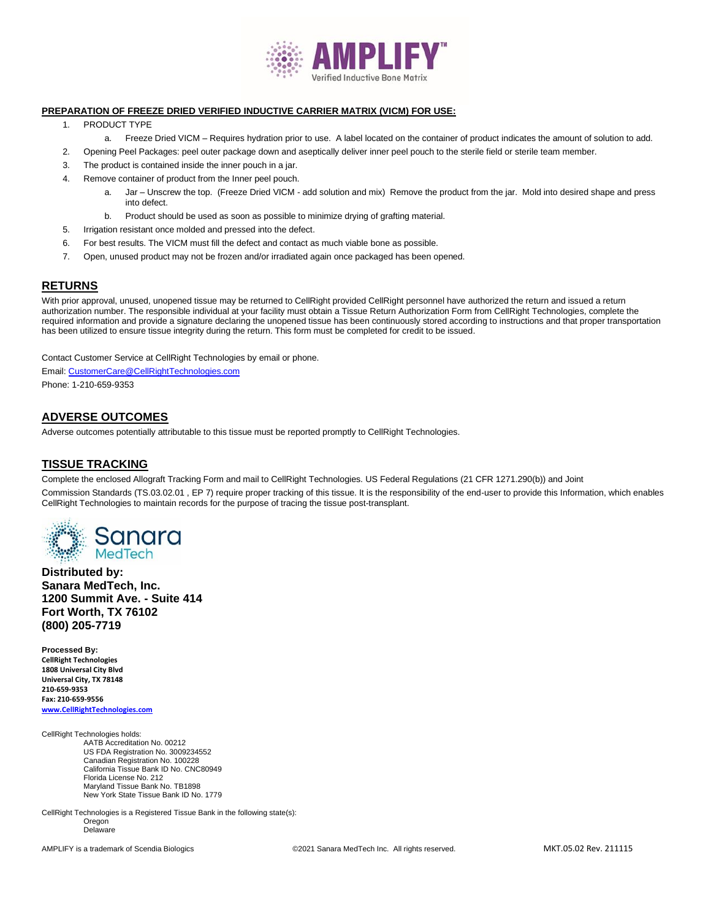AMPLIFY™

Verified Inductive Bone Matrix

**PREPARATION OF FREEZE DRIED VERIFIED INDUCTIVE CARRIER MATRIX (VICM) FOR USE:**

1. PRODUCT TYPE
   a. Freeze Dried VICM – Requires hydration prior to use. A label located on the container of product indicates the amount of solution to add.
2. Opening Peel Packages: peel outer package down and aseptically deliver inner peel pouch to the sterile field or sterile team member.
3. The product is contained inside the inner pouch in a jar.
4. Remove container of product from the Inner peel pouch.
   a. Jar – Unscrew the top. (Freeze Dried VICM - add solution and mix) Remove the product from the jar. Mold into desired shape and press into defect.
   b. Product should be used as soon as possible to minimize drying of grafting material.
5. Irrigation resistant once molded and pressed into the defect.
6. For best results. The VICM must fill the defect and contact as much viable bone as possible.
7. Open, unused product may not be frozen and/or irradiated again once packaged has been opened.

## RETURNS

With prior approval, unused, unopened tissue may be returned to CellRight provided CellRight personnel have authorized the return and issued a return authorization number. The responsible individual at your facility must obtain a Tissue Return Authorization Form from CellRight Technologies, complete the required information and provide a signature declaring the unopened tissue has been continuously stored according to instructions and that proper transportation has been utilized to ensure tissue integrity during the return. This form must be completed for credit to be issued.

Contact Customer Service at CellRight Technologies by email or phone.

Email: CustomerCare@CellRightTechnologies.com

Phone: 1-210-659-9353

## ADVERSE OUTCOMES

Adverse outcomes potentially attributable to this tissue must be reported promptly to CellRight Technologies.

## TISSUE TRACKING

Complete the enclosed Allograft Tracking Form and mail to CellRight Technologies. US Federal Regulations (21 CFR 1271.290(b)) and Joint Commission Standards (TS.03.02.01 , EP 7) require proper tracking of this tissue. It is the responsibility of the end-user to provide this Information, which enables CellRight Technologies to maintain records for the purpose of tracing the tissue post-transplant.

Sanara MedTech

**Distributed by:**
**Sanara MedTech, Inc.**
**1200 Summit Ave. - Suite 414**
**Fort Worth, TX 76102**
**(800) 205-7719**

**Processed By:**
**CellRight Technologies**
**1808 Universal City Blvd**
**Universal City, TX 78148**
**210-659-9353**
**Fax: 210-659-9556**
**www.CellRightTechnologies.com**

CellRight Technologies holds:
- AATB Accreditation No. 00212
- US FDA Registration No. 3009234552
- Canadian Registration No. 100228
- California Tissue Bank ID No. CNC80949
- Florida License No. 212
- Maryland Tissue Bank No. TB1898
- New York State Tissue Bank ID No. 1779

CellRight Technologies is a Registered Tissue Bank in the following state(s):
- Oregon
- Delaware

AMPLIFY is a trademark of Scendia Biologics ©2021 Sanara MedTech Inc. All rights reserved. MKT.05.02 Rev. 211115